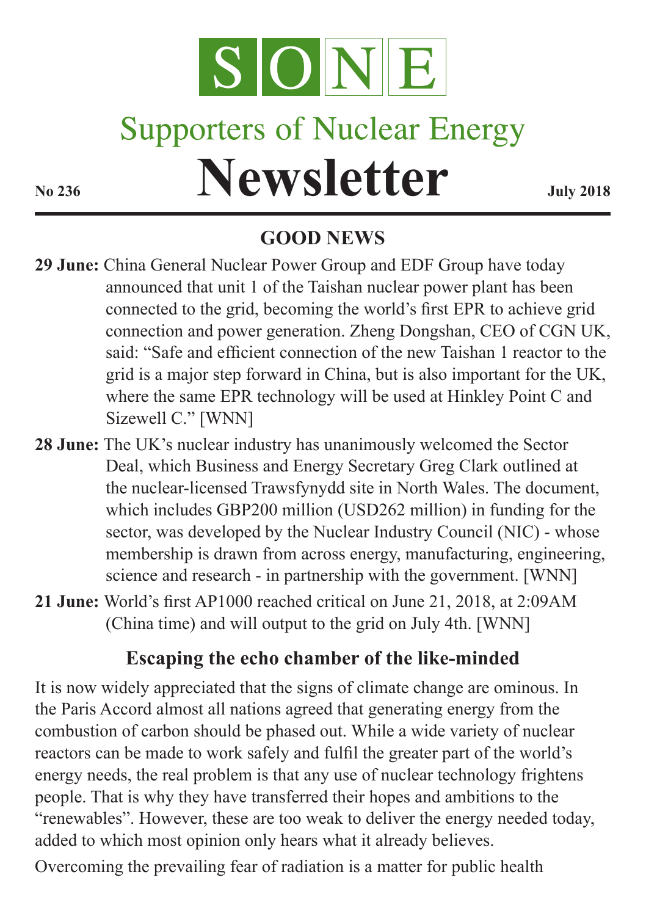# SONE

## Supporters of Nuclear Energy

# Newsletter

**No 236** **July 2018**

## GOOD NEWS

**29 June:** China General Nuclear Power Group and EDF Group have today announced that unit 1 of the Taishan nuclear power plant has been connected to the grid, becoming the world's first EPR to achieve grid connection and power generation. Zheng Dongshan, CEO of CGN UK, said: "Safe and efficient connection of the new Taishan 1 reactor to the grid is a major step forward in China, but is also important for the UK, where the same EPR technology will be used at Hinkley Point C and Sizewell C." [WNN]

**28 June:** The UK's nuclear industry has unanimously welcomed the Sector Deal, which Business and Energy Secretary Greg Clark outlined at the nuclear-licensed Trawsfynydd site in North Wales. The document, which includes GBP200 million (USD262 million) in funding for the sector, was developed by the Nuclear Industry Council (NIC) - whose membership is drawn from across energy, manufacturing, engineering, science and research - in partnership with the government. [WNN]

**21 June:** World's first AP1000 reached critical on June 21, 2018, at 2:09AM (China time) and will output to the grid on July 4th. [WNN]

## Escaping the echo chamber of the like-minded

It is now widely appreciated that the signs of climate change are ominous. In the Paris Accord almost all nations agreed that generating energy from the combustion of carbon should be phased out. While a wide variety of nuclear reactors can be made to work safely and fulfil the greater part of the world's energy needs, the real problem is that any use of nuclear technology frightens people. That is why they have transferred their hopes and ambitions to the "renewables". However, these are too weak to deliver the energy needed today, added to which most opinion only hears what it already believes.

Overcoming the prevailing fear of radiation is a matter for public health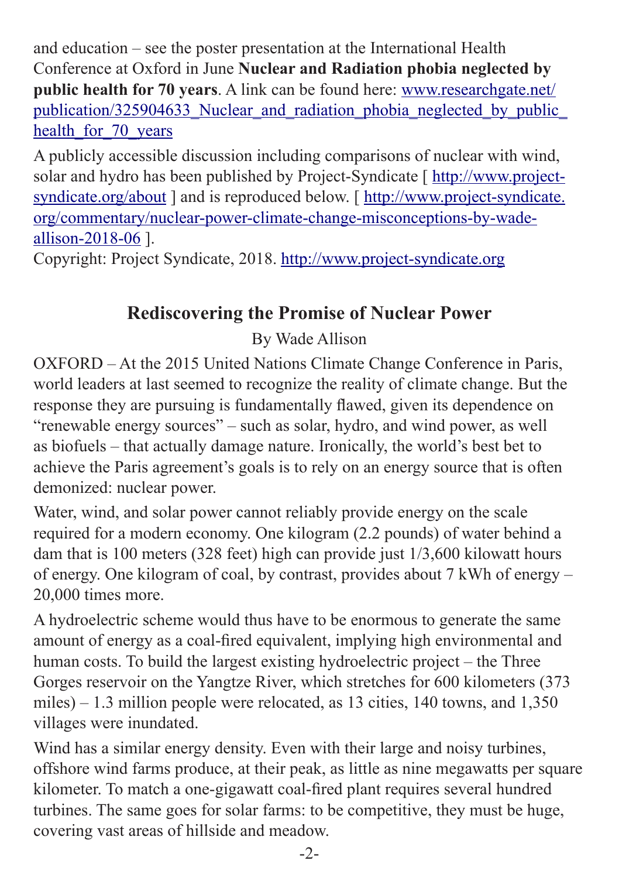and education – see the poster presentation at the International Health Conference at Oxford in June **Nuclear and Radiation phobia neglected by public health for 70 years**. A link can be found here: [www.researchgate.net/publication/325904633_Nuclear_and_radiation_phobia_neglected_by_public_health_for_70_years](www.researchgate.net/publication/325904633_Nuclear_and_radiation_phobia_neglected_by_public_health_for_70_years)

A publicly accessible discussion including comparisons of nuclear with wind, solar and hydro has been published by Project-Syndicate [ [http://www.project-syndicate.org/about](http://www.project-syndicate.org/about) ] and is reproduced below. [ [http://www.project-syndicate.org/commentary/nuclear-power-climate-change-misconceptions-by-wade-allison-2018-06](http://www.project-syndicate.org/commentary/nuclear-power-climate-change-misconceptions-by-wade-allison-2018-06) ].
Copyright: Project Syndicate, 2018. [http://www.project-syndicate.org](http://www.project-syndicate.org)

## Rediscovering the Promise of Nuclear Power

By Wade Allison

OXFORD – At the 2015 United Nations Climate Change Conference in Paris, world leaders at last seemed to recognize the reality of climate change. But the response they are pursuing is fundamentally flawed, given its dependence on "renewable energy sources" – such as solar, hydro, and wind power, as well as biofuels – that actually damage nature. Ironically, the world's best bet to achieve the Paris agreement's goals is to rely on an energy source that is often demonized: nuclear power.

Water, wind, and solar power cannot reliably provide energy on the scale required for a modern economy. One kilogram (2.2 pounds) of water behind a dam that is 100 meters (328 feet) high can provide just 1/3,600 kilowatt hours of energy. One kilogram of coal, by contrast, provides about 7 kWh of energy – 20,000 times more.

A hydroelectric scheme would thus have to be enormous to generate the same amount of energy as a coal-fired equivalent, implying high environmental and human costs. To build the largest existing hydroelectric project – the Three Gorges reservoir on the Yangtze River, which stretches for 600 kilometers (373 miles) – 1.3 million people were relocated, as 13 cities, 140 towns, and 1,350 villages were inundated.

Wind has a similar energy density. Even with their large and noisy turbines, offshore wind farms produce, at their peak, as little as nine megawatts per square kilometer. To match a one-gigawatt coal-fired plant requires several hundred turbines. The same goes for solar farms: to be competitive, they must be huge, covering vast areas of hillside and meadow.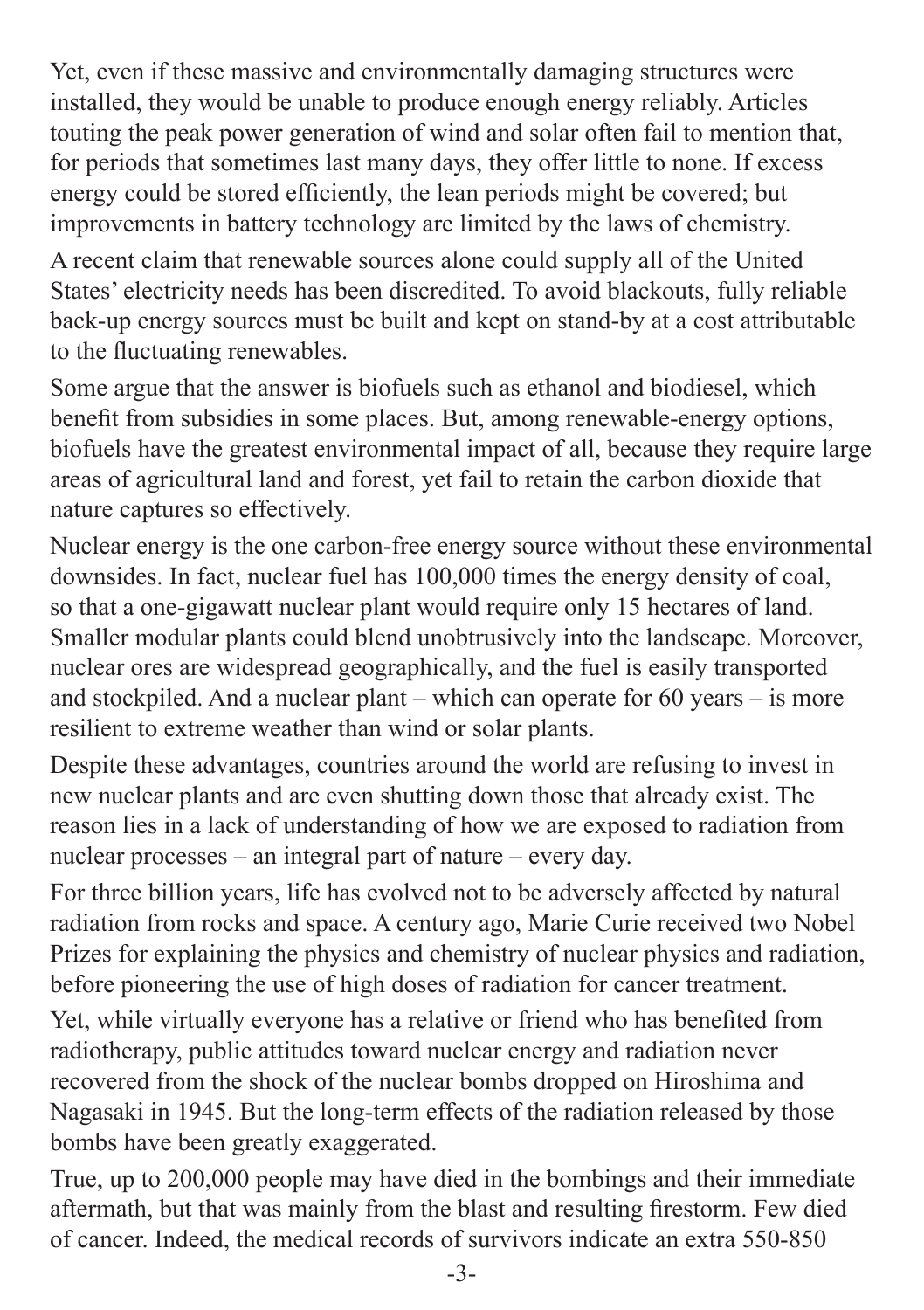Yet, even if these massive and environmentally damaging structures were installed, they would be unable to produce enough energy reliably. Articles touting the peak power generation of wind and solar often fail to mention that, for periods that sometimes last many days, they offer little to none. If excess energy could be stored efficiently, the lean periods might be covered; but improvements in battery technology are limited by the laws of chemistry.

A recent claim that renewable sources alone could supply all of the United States' electricity needs has been discredited. To avoid blackouts, fully reliable back-up energy sources must be built and kept on stand-by at a cost attributable to the fluctuating renewables.

Some argue that the answer is biofuels such as ethanol and biodiesel, which benefit from subsidies in some places. But, among renewable-energy options, biofuels have the greatest environmental impact of all, because they require large areas of agricultural land and forest, yet fail to retain the carbon dioxide that nature captures so effectively.

Nuclear energy is the one carbon-free energy source without these environmental downsides. In fact, nuclear fuel has 100,000 times the energy density of coal, so that a one-gigawatt nuclear plant would require only 15 hectares of land. Smaller modular plants could blend unobtrusively into the landscape. Moreover, nuclear ores are widespread geographically, and the fuel is easily transported and stockpiled. And a nuclear plant – which can operate for 60 years – is more resilient to extreme weather than wind or solar plants.

Despite these advantages, countries around the world are refusing to invest in new nuclear plants and are even shutting down those that already exist. The reason lies in a lack of understanding of how we are exposed to radiation from nuclear processes – an integral part of nature – every day.

For three billion years, life has evolved not to be adversely affected by natural radiation from rocks and space. A century ago, Marie Curie received two Nobel Prizes for explaining the physics and chemistry of nuclear physics and radiation, before pioneering the use of high doses of radiation for cancer treatment.

Yet, while virtually everyone has a relative or friend who has benefited from radiotherapy, public attitudes toward nuclear energy and radiation never recovered from the shock of the nuclear bombs dropped on Hiroshima and Nagasaki in 1945. But the long-term effects of the radiation released by those bombs have been greatly exaggerated.

True, up to 200,000 people may have died in the bombings and their immediate aftermath, but that was mainly from the blast and resulting firestorm. Few died of cancer. Indeed, the medical records of survivors indicate an extra 550-850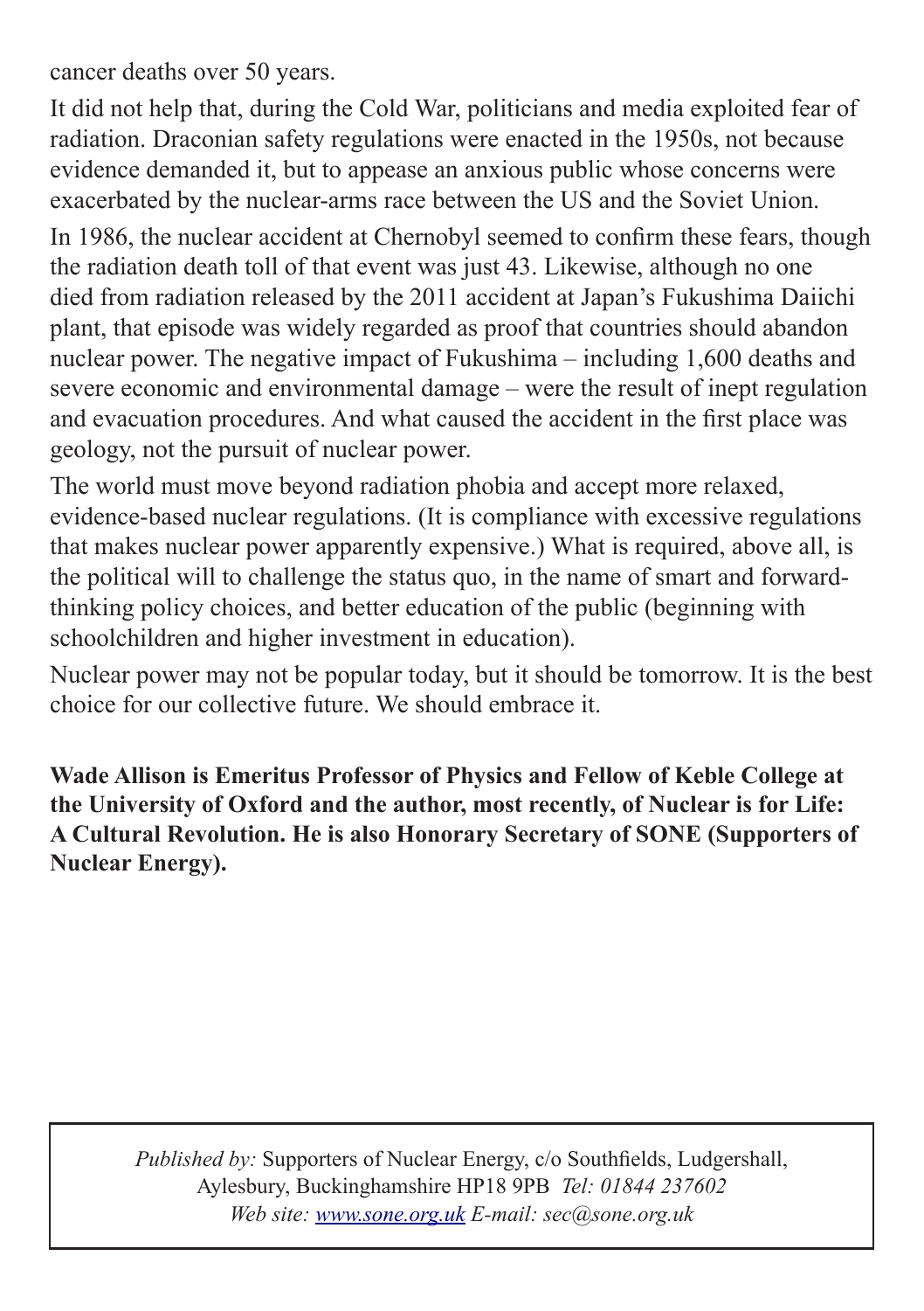cancer deaths over 50 years.

It did not help that, during the Cold War, politicians and media exploited fear of radiation. Draconian safety regulations were enacted in the 1950s, not because evidence demanded it, but to appease an anxious public whose concerns were exacerbated by the nuclear-arms race between the US and the Soviet Union.

In 1986, the nuclear accident at Chernobyl seemed to confirm these fears, though the radiation death toll of that event was just 43. Likewise, although no one died from radiation released by the 2011 accident at Japan's Fukushima Daiichi plant, that episode was widely regarded as proof that countries should abandon nuclear power. The negative impact of Fukushima – including 1,600 deaths and severe economic and environmental damage – were the result of inept regulation and evacuation procedures. And what caused the accident in the first place was geology, not the pursuit of nuclear power.

The world must move beyond radiation phobia and accept more relaxed, evidence-based nuclear regulations. (It is compliance with excessive regulations that makes nuclear power apparently expensive.) What is required, above all, is the political will to challenge the status quo, in the name of smart and forward-thinking policy choices, and better education of the public (beginning with schoolchildren and higher investment in education).

Nuclear power may not be popular today, but it should be tomorrow. It is the best choice for our collective future. We should embrace it.

**Wade Allison is Emeritus Professor of Physics and Fellow of Keble College at the University of Oxford and the author, most recently, of Nuclear is for Life: A Cultural Revolution. He is also Honorary Secretary of SONE (Supporters of Nuclear Energy).**

*Published by:* Supporters of Nuclear Energy, c/o Southfields, Ludgershall, Aylesbury, Buckinghamshire HP18 9PB *Tel: 01844 237602*
*Web site: [www.sone.org.uk](http://www.sone.org.uk) E-mail: sec@sone.org.uk*